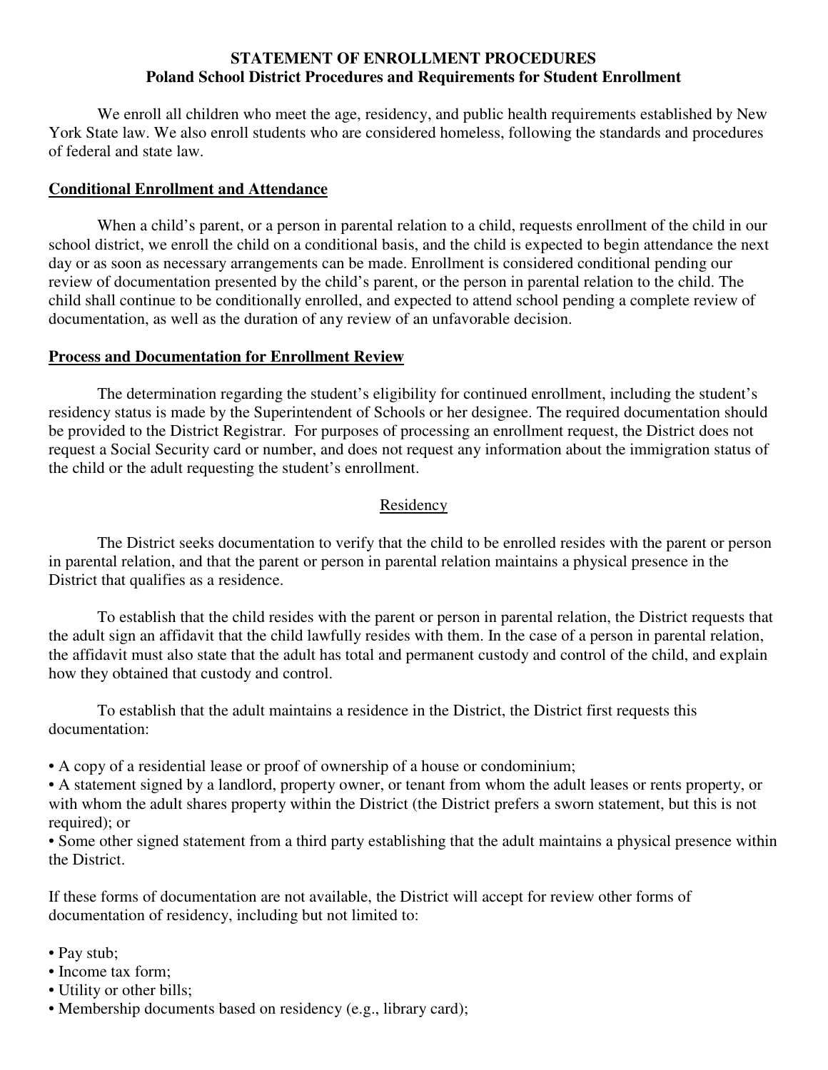**STATEMENT OF ENROLLMENT PROCEDURES**
**Poland School District Procedures and Requirements for Student Enrollment**

We enroll all children who meet the age, residency, and public health requirements established by New York State law. We also enroll students who are considered homeless, following the standards and procedures of federal and state law.

## Conditional Enrollment and Attendance

When a child's parent, or a person in parental relation to a child, requests enrollment of the child in our school district, we enroll the child on a conditional basis, and the child is expected to begin attendance the next day or as soon as necessary arrangements can be made. Enrollment is considered conditional pending our review of documentation presented by the child's parent, or the person in parental relation to the child. The child shall continue to be conditionally enrolled, and expected to attend school pending a complete review of documentation, as well as the duration of any review of an unfavorable decision.

## Process and Documentation for Enrollment Review

The determination regarding the student's eligibility for continued enrollment, including the student's residency status is made by the Superintendent of Schools or her designee. The required documentation should be provided to the District Registrar. For purposes of processing an enrollment request, the District does not request a Social Security card or number, and does not request any information about the immigration status of the child or the adult requesting the student's enrollment.

### Residency

The District seeks documentation to verify that the child to be enrolled resides with the parent or person in parental relation, and that the parent or person in parental relation maintains a physical presence in the District that qualifies as a residence.

To establish that the child resides with the parent or person in parental relation, the District requests that the adult sign an affidavit that the child lawfully resides with them. In the case of a person in parental relation, the affidavit must also state that the adult has total and permanent custody and control of the child, and explain how they obtained that custody and control.

To establish that the adult maintains a residence in the District, the District first requests this documentation:

- A copy of a residential lease or proof of ownership of a house or condominium;
- A statement signed by a landlord, property owner, or tenant from whom the adult leases or rents property, or with whom the adult shares property within the District (the District prefers a sworn statement, but this is not required); or
- Some other signed statement from a third party establishing that the adult maintains a physical presence within the District.

If these forms of documentation are not available, the District will accept for review other forms of documentation of residency, including but not limited to:

- Pay stub;
- Income tax form;
- Utility or other bills;
- Membership documents based on residency (e.g., library card);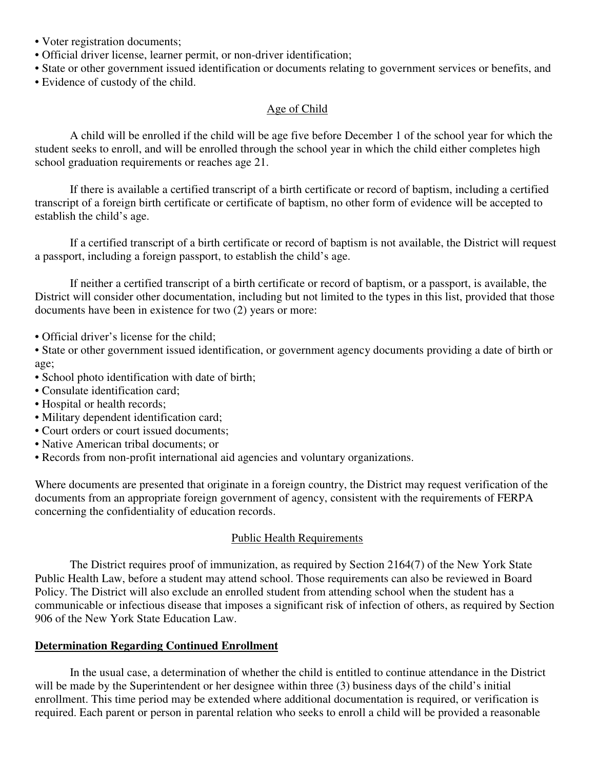- Voter registration documents;
- Official driver license, learner permit, or non-driver identification;
- State or other government issued identification or documents relating to government services or benefits, and
- Evidence of custody of the child.

## Age of Child

A child will be enrolled if the child will be age five before December 1 of the school year for which the student seeks to enroll, and will be enrolled through the school year in which the child either completes high school graduation requirements or reaches age 21.

If there is available a certified transcript of a birth certificate or record of baptism, including a certified transcript of a foreign birth certificate or certificate of baptism, no other form of evidence will be accepted to establish the child's age.

If a certified transcript of a birth certificate or record of baptism is not available, the District will request a passport, including a foreign passport, to establish the child's age.

If neither a certified transcript of a birth certificate or record of baptism, or a passport, is available, the District will consider other documentation, including but not limited to the types in this list, provided that those documents have been in existence for two (2) years or more:

- Official driver's license for the child;
- State or other government issued identification, or government agency documents providing a date of birth or age;
- School photo identification with date of birth;
- Consulate identification card;
- Hospital or health records;
- Military dependent identification card;
- Court orders or court issued documents;
- Native American tribal documents; or
- Records from non-profit international aid agencies and voluntary organizations.

Where documents are presented that originate in a foreign country, the District may request verification of the documents from an appropriate foreign government of agency, consistent with the requirements of FERPA concerning the confidentiality of education records.

## Public Health Requirements

The District requires proof of immunization, as required by Section 2164(7) of the New York State Public Health Law, before a student may attend school. Those requirements can also be reviewed in Board Policy. The District will also exclude an enrolled student from attending school when the student has a communicable or infectious disease that imposes a significant risk of infection of others, as required by Section 906 of the New York State Education Law.

## **Determination Regarding Continued Enrollment**

In the usual case, a determination of whether the child is entitled to continue attendance in the District will be made by the Superintendent or her designee within three (3) business days of the child's initial enrollment. This time period may be extended where additional documentation is required, or verification is required. Each parent or person in parental relation who seeks to enroll a child will be provided a reasonable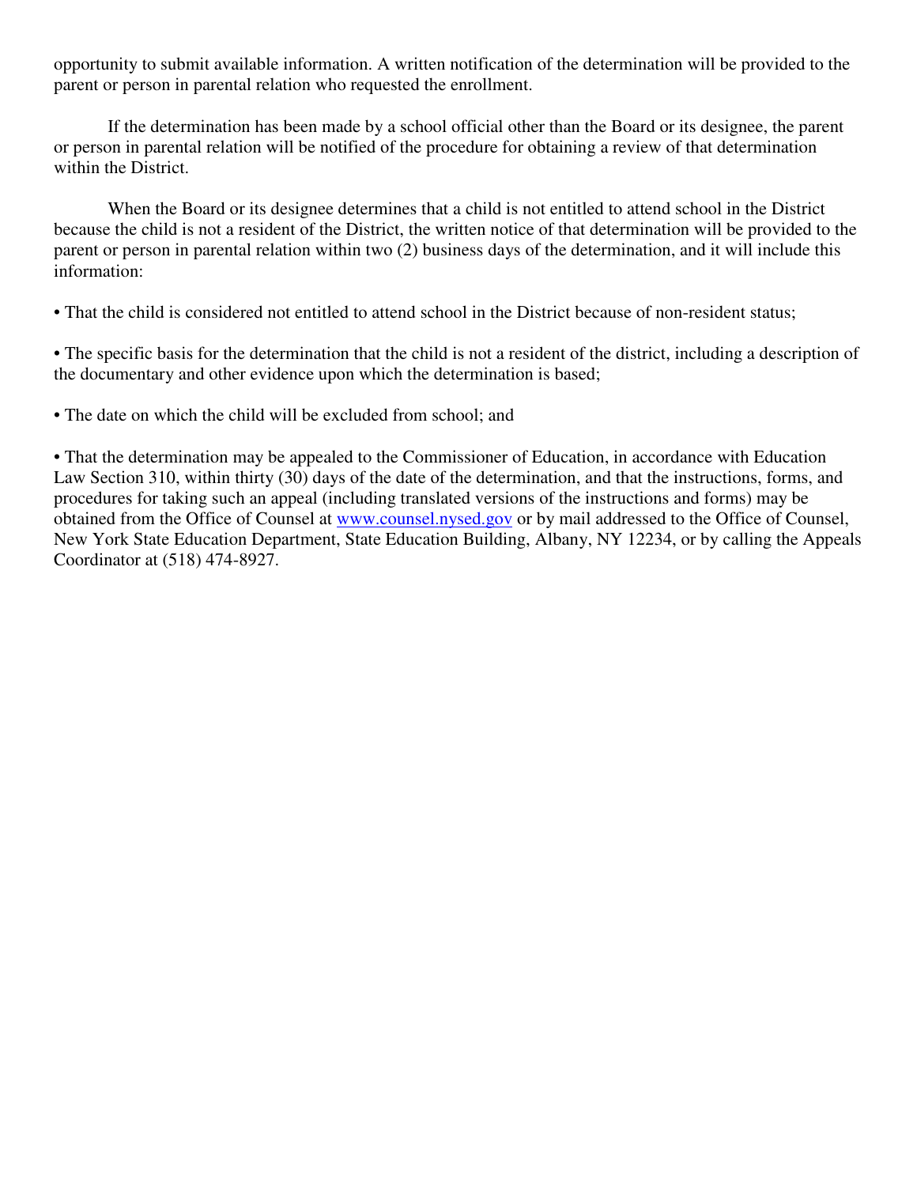opportunity to submit available information. A written notification of the determination will be provided to the parent or person in parental relation who requested the enrollment.

If the determination has been made by a school official other than the Board or its designee, the parent or person in parental relation will be notified of the procedure for obtaining a review of that determination within the District.

When the Board or its designee determines that a child is not entitled to attend school in the District because the child is not a resident of the District, the written notice of that determination will be provided to the parent or person in parental relation within two (2) business days of the determination, and it will include this information:

- That the child is considered not entitled to attend school in the District because of non-resident status;

- The specific basis for the determination that the child is not a resident of the district, including a description of the documentary and other evidence upon which the determination is based;

- The date on which the child will be excluded from school; and

- That the determination may be appealed to the Commissioner of Education, in accordance with Education Law Section 310, within thirty (30) days of the date of the determination, and that the instructions, forms, and procedures for taking such an appeal (including translated versions of the instructions and forms) may be obtained from the Office of Counsel at [www.counsel.nysed.gov](http://www.counsel.nysed.gov) or by mail addressed to the Office of Counsel, New York State Education Department, State Education Building, Albany, NY 12234, or by calling the Appeals Coordinator at (518) 474-8927.